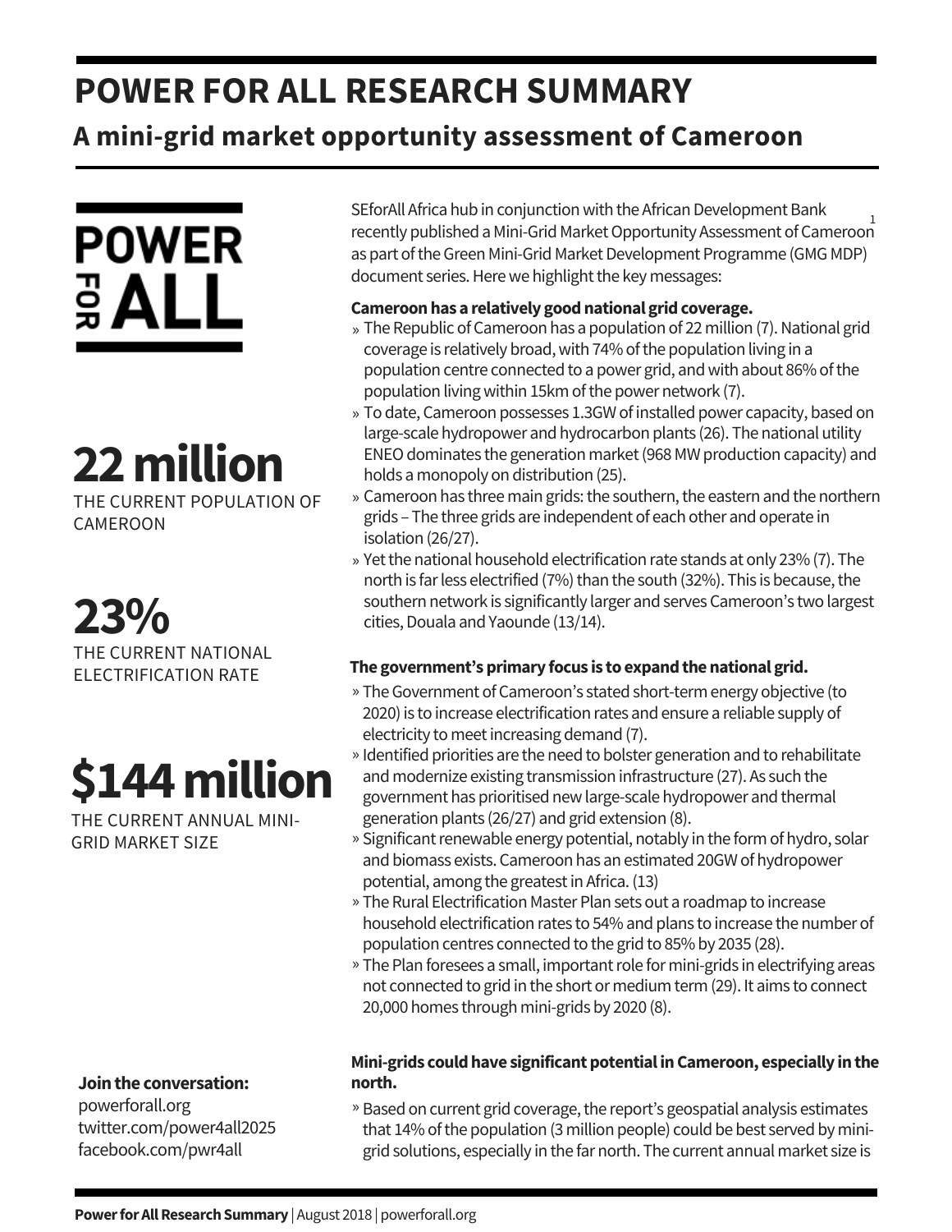# POWER FOR ALL RESEARCH SUMMARY

## A mini-grid market opportunity assessment of Cameroon

POWER FOR ALL

**22 million**
THE CURRENT POPULATION OF CAMEROON

**23%**
THE CURRENT NATIONAL ELECTRIFICATION RATE

**$144 million**
THE CURRENT ANNUAL MINI-GRID MARKET SIZE

**Join the conversation:**
powerforall.org
twitter.com/power4all2025
facebook.com/pwr4all

SEforAll Africa hub in conjunction with the African Development Bank recently published a Mini-Grid Market Opportunity Assessment of Cameroon[1] as part of the Green Mini-Grid Market Development Programme (GMG MDP) document series. Here we highlight the key messages:

**Cameroon has a relatively good national grid coverage.**

- The Republic of Cameroon has a population of 22 million (7). National grid coverage is relatively broad, with 74% of the population living in a population centre connected to a power grid, and with about 86% of the population living within 15km of the power network (7).
- To date, Cameroon possesses 1.3GW of installed power capacity, based on large-scale hydropower and hydrocarbon plants (26). The national utility ENEO dominates the generation market (968 MW production capacity) and holds a monopoly on distribution (25).
- Cameroon has three main grids: the southern, the eastern and the northern grids – The three grids are independent of each other and operate in isolation (26/27).
- Yet the national household electrification rate stands at only 23% (7). The north is far less electrified (7%) than the south (32%). This is because, the southern network is significantly larger and serves Cameroon's two largest cities, Douala and Yaounde (13/14).

**The government's primary focus is to expand the national grid.**

- The Government of Cameroon's stated short-term energy objective (to 2020) is to increase electrification rates and ensure a reliable supply of electricity to meet increasing demand (7).
- Identified priorities are the need to bolster generation and to rehabilitate and modernize existing transmission infrastructure (27). As such the government has prioritised new large-scale hydropower and thermal generation plants (26/27) and grid extension (8).
- Significant renewable energy potential, notably in the form of hydro, solar and biomass exists. Cameroon has an estimated 20GW of hydropower potential, among the greatest in Africa. (13)
- The Rural Electrification Master Plan sets out a roadmap to increase household electrification rates to 54% and plans to increase the number of population centres connected to the grid to 85% by 2035 (28).
- The Plan foresees a small, important role for mini-grids in electrifying areas not connected to grid in the short or medium term (29). It aims to connect 20,000 homes through mini-grids by 2020 (8).

**Mini-grids could have significant potential in Cameroon, especially in the north.**

- Based on current grid coverage, the report's geospatial analysis estimates that 14% of the population (3 million people) could be best served by mini-grid solutions, especially in the far north. The current annual market size is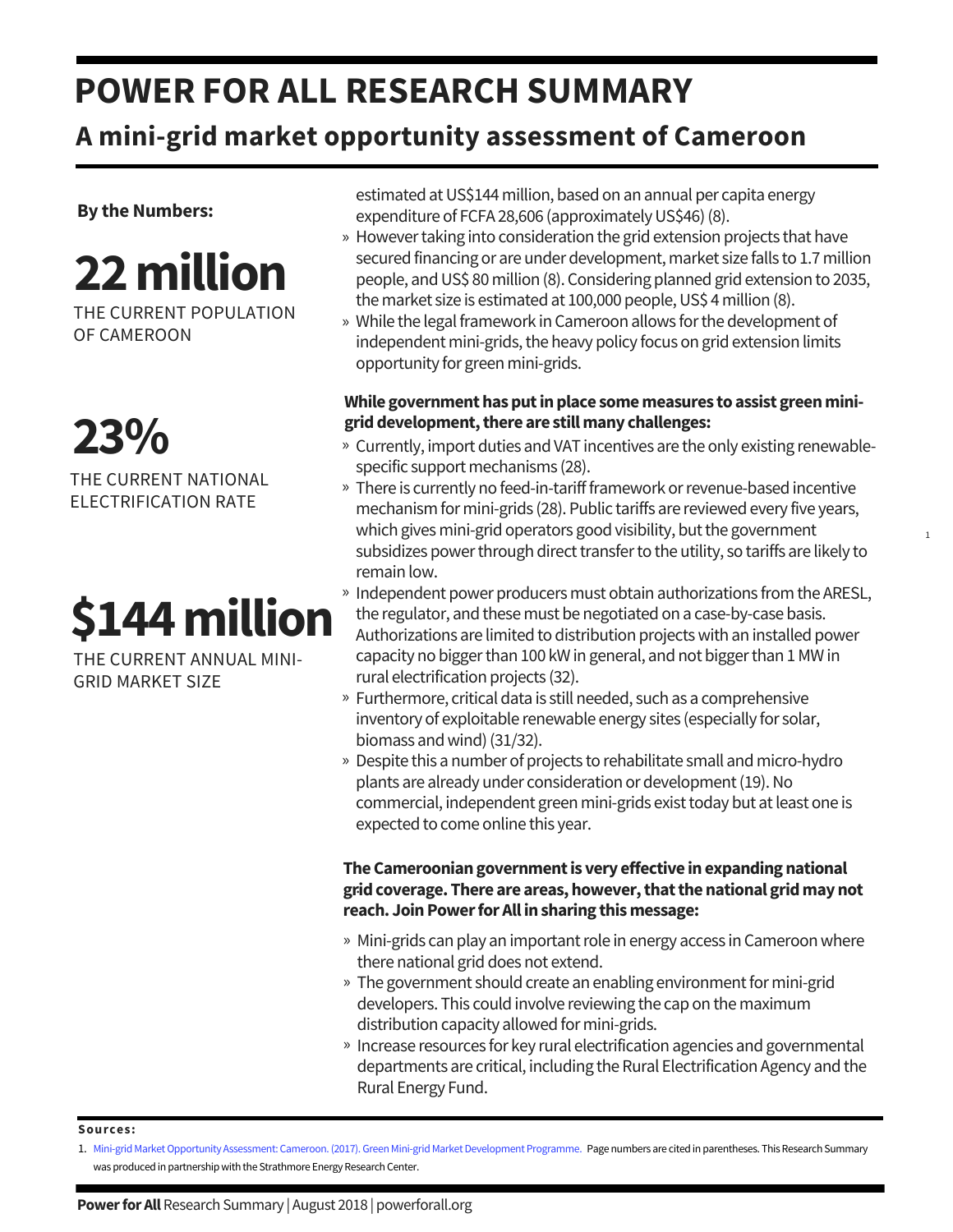# POWER FOR ALL RESEARCH SUMMARY

## A mini-grid market opportunity assessment of Cameroon

**By the Numbers:**

**22 million**

THE CURRENT POPULATION OF CAMEROON

**23%**

THE CURRENT NATIONAL ELECTRIFICATION RATE

**$144 million**

THE CURRENT ANNUAL MINI-GRID MARKET SIZE

estimated at US$144 million, based on an annual per capita energy expenditure of FCFA 28,606 (approximately US$46) (8).

- However taking into consideration the grid extension projects that have secured financing or are under development, market size falls to 1.7 million people, and US$ 80 million (8). Considering planned grid extension to 2035, the market size is estimated at 100,000 people, US$ 4 million (8).
- While the legal framework in Cameroon allows for the development of independent mini-grids, the heavy policy focus on grid extension limits opportunity for green mini-grids.

**While government has put in place some measures to assist green mini-grid development, there are still many challenges:**

- Currently, import duties and VAT incentives are the only existing renewable-specific support mechanisms (28).
- There is currently no feed-in-tariff framework or revenue-based incentive mechanism for mini-grids (28). Public tariffs are reviewed every five years, which gives mini-grid operators good visibility, but the government subsidizes power through direct transfer to the utility, so tariffs are likely to remain low.
- Independent power producers must obtain authorizations from the ARESL, the regulator, and these must be negotiated on a case-by-case basis. Authorizations are limited to distribution projects with an installed power capacity no bigger than 100 kW in general, and not bigger than 1 MW in rural electrification projects (32).
- Furthermore, critical data is still needed, such as a comprehensive inventory of exploitable renewable energy sites (especially for solar, biomass and wind) (31/32).
- Despite this a number of projects to rehabilitate small and micro-hydro plants are already under consideration or development (19). No commercial, independent green mini-grids exist today but at least one is expected to come online this year.

**The Cameroonian government is very effective in expanding national grid coverage. There are areas, however, that the national grid may not reach. Join Power for All in sharing this message:**

- Mini-grids can play an important role in energy access in Cameroon where there national grid does not extend.
- The government should create an enabling environment for mini-grid developers. This could involve reviewing the cap on the maximum distribution capacity allowed for mini-grids.
- Increase resources for key rural electrification agencies and governmental departments are critical, including the Rural Electrification Agency and the Rural Energy Fund.

**Sources:**

1. Mini-grid Market Opportunity Assessment: Cameroon. (2017). Green Mini-grid Market Development Programme. Page numbers are cited in parentheses. This Research Summary was produced in partnership with the Strathmore Energy Research Center.

**Power for All** Research Summary | August 2018 | powerforall.org